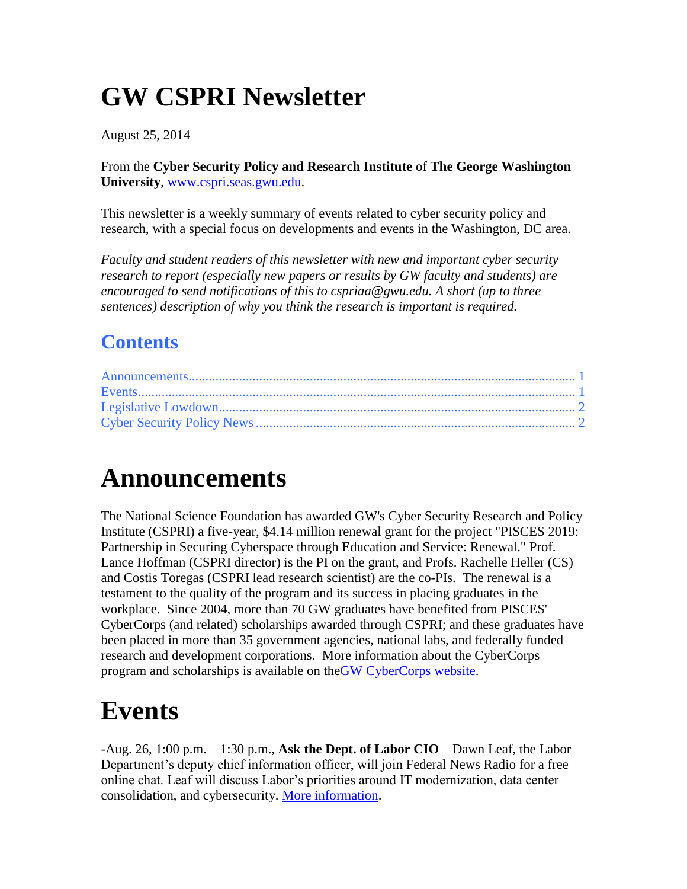# GW CSPRI Newsletter

August 25, 2014

From the **Cyber Security Policy and Research Institute** of **The George Washington University**, [www.cspri.seas.gwu.edu](www.cspri.seas.gwu.edu).

This newsletter is a weekly summary of events related to cyber security policy and research, with a special focus on developments and events in the Washington, DC area.

*Faculty and student readers of this newsletter with new and important cyber security research to report (especially new papers or results by GW faculty and students) are encouraged to send notifications of this to cspriaa@gwu.edu. A short (up to three sentences) description of why you think the research is important is required.*

## Contents

Announcements........................................................................................................ 1
Events........................................................................................................................ 1
Legislative Lowdown................................................................................................ 2
Cyber Security Policy News ..................................................................................... 2

# Announcements

The National Science Foundation has awarded GW's Cyber Security Research and Policy Institute (CSPRI) a five-year, $4.14 million renewal grant for the project "PISCES 2019: Partnership in Securing Cyberspace through Education and Service: Renewal." Prof. Lance Hoffman (CSPRI director) is the PI on the grant, and Profs. Rachelle Heller (CS) and Costis Toregas (CSPRI lead research scientist) are the co-PIs. The renewal is a testament to the quality of the program and its success in placing graduates in the workplace. Since 2004, more than 70 GW graduates have benefited from PISCES' CyberCorps (and related) scholarships awarded through CSPRI; and these graduates have been placed in more than 35 government agencies, national labs, and federally funded research and development corporations. More information about the CyberCorps program and scholarships is available on theGW CyberCorps website.

# Events

-Aug. 26, 1:00 p.m. – 1:30 p.m., **Ask the Dept. of Labor CIO** – Dawn Leaf, the Labor Department's deputy chief information officer, will join Federal News Radio for a free online chat. Leaf will discuss Labor's priorities around IT modernization, data center consolidation, and cybersecurity. More information.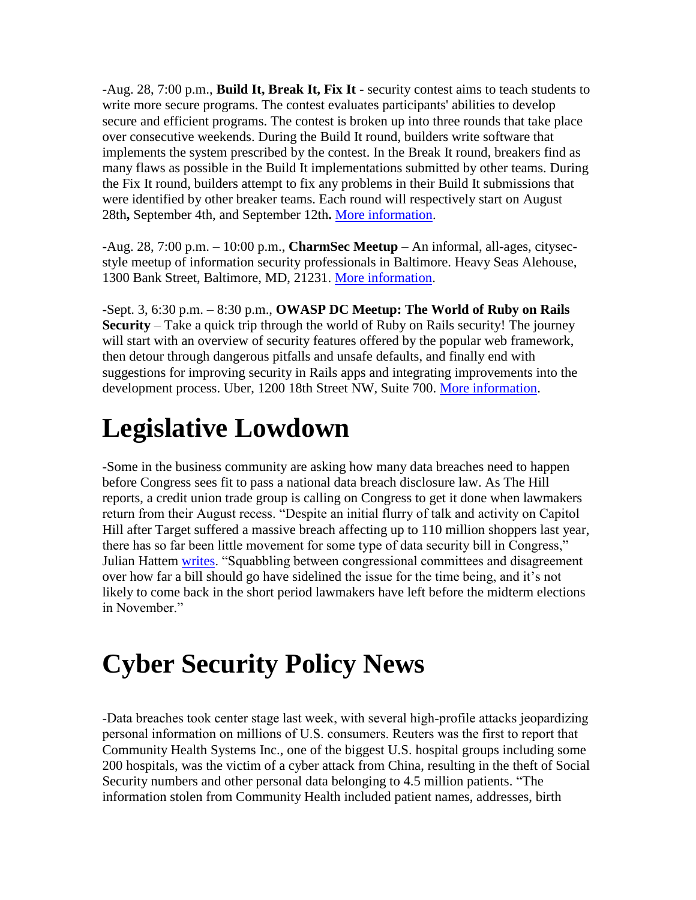-Aug. 28, 7:00 p.m., **Build It, Break It, Fix It** - security contest aims to teach students to write more secure programs. The contest evaluates participants' abilities to develop secure and efficient programs. The contest is broken up into three rounds that take place over consecutive weekends. During the Build It round, builders write software that implements the system prescribed by the contest. In the Break It round, breakers find as many flaws as possible in the Build It implementations submitted by other teams. During the Fix It round, builders attempt to fix any problems in their Build It submissions that were identified by other breaker teams. Each round will respectively start on August 28th**,** September 4th, and September 12th**.** [More information](#).

-Aug. 28, 7:00 p.m. – 10:00 p.m., **CharmSec Meetup** – An informal, all-ages, citysec-style meetup of information security professionals in Baltimore. Heavy Seas Alehouse, 1300 Bank Street, Baltimore, MD, 21231. [More information](#).

-Sept. 3, 6:30 p.m. – 8:30 p.m., **OWASP DC Meetup: The World of Ruby on Rails Security** – Take a quick trip through the world of Ruby on Rails security! The journey will start with an overview of security features offered by the popular web framework, then detour through dangerous pitfalls and unsafe defaults, and finally end with suggestions for improving security in Rails apps and integrating improvements into the development process. Uber, 1200 18th Street NW, Suite 700. [More information](#).

# Legislative Lowdown

-Some in the business community are asking how many data breaches need to happen before Congress sees fit to pass a national data breach disclosure law. As The Hill reports, a credit union trade group is calling on Congress to get it done when lawmakers return from their August recess. "Despite an initial flurry of talk and activity on Capitol Hill after Target suffered a massive breach affecting up to 110 million shoppers last year, there has so far been little movement for some type of data security bill in Congress," Julian Hattem [writes](#). "Squabbling between congressional committees and disagreement over how far a bill should go have sidelined the issue for the time being, and it's not likely to come back in the short period lawmakers have left before the midterm elections in November."

# Cyber Security Policy News

-Data breaches took center stage last week, with several high-profile attacks jeopardizing personal information on millions of U.S. consumers. Reuters was the first to report that Community Health Systems Inc., one of the biggest U.S. hospital groups including some 200 hospitals, was the victim of a cyber attack from China, resulting in the theft of Social Security numbers and other personal data belonging to 4.5 million patients. "The information stolen from Community Health included patient names, addresses, birth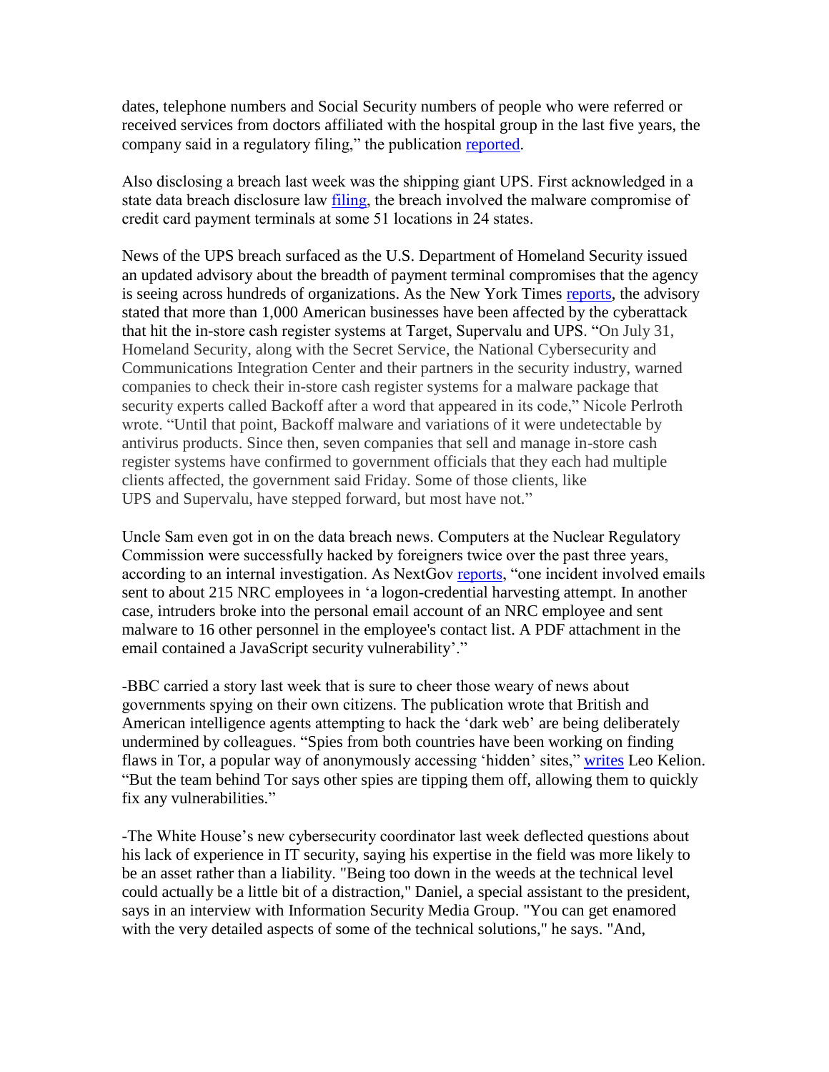dates, telephone numbers and Social Security numbers of people who were referred or received services from doctors affiliated with the hospital group in the last five years, the company said in a regulatory filing," the publication reported.

Also disclosing a breach last week was the shipping giant UPS. First acknowledged in a state data breach disclosure law filing, the breach involved the malware compromise of credit card payment terminals at some 51 locations in 24 states.

News of the UPS breach surfaced as the U.S. Department of Homeland Security issued an updated advisory about the breadth of payment terminal compromises that the agency is seeing across hundreds of organizations. As the New York Times reports, the advisory stated that more than 1,000 American businesses have been affected by the cyberattack that hit the in-store cash register systems at Target, Supervalu and UPS. "On July 31, Homeland Security, along with the Secret Service, the National Cybersecurity and Communications Integration Center and their partners in the security industry, warned companies to check their in-store cash register systems for a malware package that security experts called Backoff after a word that appeared in its code," Nicole Perlroth wrote. "Until that point, Backoff malware and variations of it were undetectable by antivirus products. Since then, seven companies that sell and manage in-store cash register systems have confirmed to government officials that they each had multiple clients affected, the government said Friday. Some of those clients, like UPS and Supervalu, have stepped forward, but most have not."

Uncle Sam even got in on the data breach news. Computers at the Nuclear Regulatory Commission were successfully hacked by foreigners twice over the past three years, according to an internal investigation. As NextGov reports, "one incident involved emails sent to about 215 NRC employees in 'a logon-credential harvesting attempt. In another case, intruders broke into the personal email account of an NRC employee and sent malware to 16 other personnel in the employee's contact list. A PDF attachment in the email contained a JavaScript security vulnerability'."

-BBC carried a story last week that is sure to cheer those weary of news about governments spying on their own citizens. The publication wrote that British and American intelligence agents attempting to hack the 'dark web' are being deliberately undermined by colleagues. "Spies from both countries have been working on finding flaws in Tor, a popular way of anonymously accessing 'hidden' sites," writes Leo Kelion. "But the team behind Tor says other spies are tipping them off, allowing them to quickly fix any vulnerabilities."

-The White House's new cybersecurity coordinator last week deflected questions about his lack of experience in IT security, saying his expertise in the field was more likely to be an asset rather than a liability. "Being too down in the weeds at the technical level could actually be a little bit of a distraction," Daniel, a special assistant to the president, says in an interview with Information Security Media Group. "You can get enamored with the very detailed aspects of some of the technical solutions," he says. "And,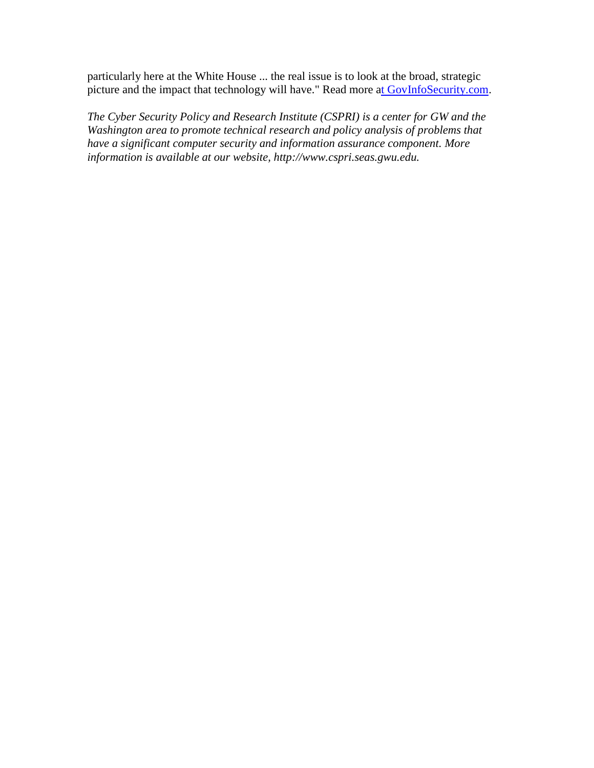particularly here at the White House ... the real issue is to look at the broad, strategic picture and the impact that technology will have." Read more at GovInfoSecurity.com.

*The Cyber Security Policy and Research Institute (CSPRI) is a center for GW and the Washington area to promote technical research and policy analysis of problems that have a significant computer security and information assurance component. More information is available at our website, http://www.cspri.seas.gwu.edu.*